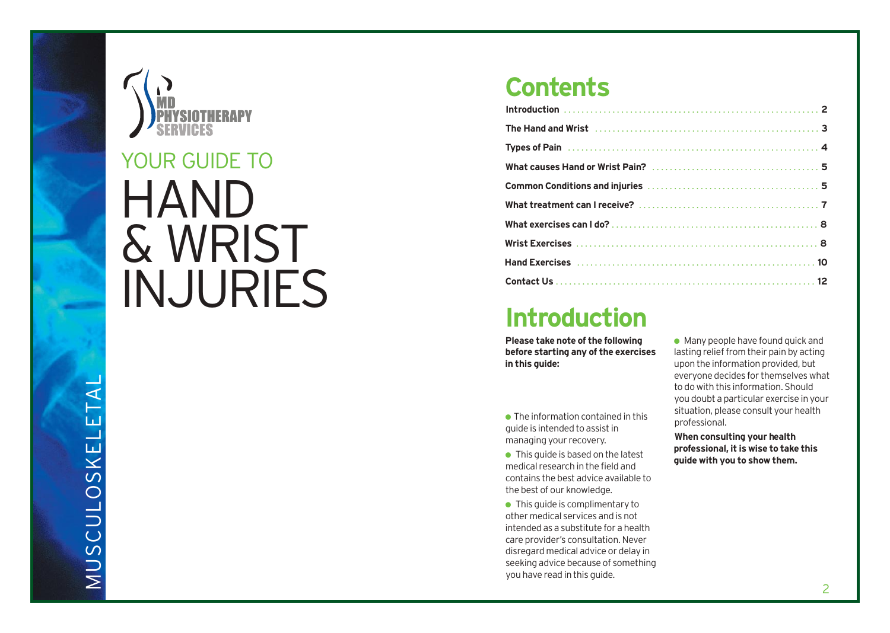MD PHYSIOTHERAPY SERVICES

# YOUR GUIDE TO HAND & WRIST INJURIES

MUSCULOSKELETAL

## Contents

| | |
|---|---|
| **Introduction** | 2 |
| **The Hand and Wrist** | 3 |
| **Types of Pain** | 4 |
| **What causes Hand or Wrist Pain?** | 5 |
| **Common Conditions and injuries** | 5 |
| **What treatment can I receive?** | 7 |
| **What exercises can I do?** | 8 |
| **Wrist Exercises** | 8 |
| **Hand Exercises** | 10 |
| **Contact Us** | 12 |

## Introduction

**Please take note of the following before starting any of the exercises in this guide:**

- The information contained in this guide is intended to assist in managing your recovery.
- This guide is based on the latest medical research in the field and contains the best advice available to the best of our knowledge.
- This guide is complimentary to other medical services and is not intended as a substitute for a health care provider's consultation. Never disregard medical advice or delay in seeking advice because of something you have read in this guide.
- Many people have found quick and lasting relief from their pain by acting upon the information provided, but everyone decides for themselves what to do with this information. Should you doubt a particular exercise in your situation, please consult your health professional.

**When consulting your health professional, it is wise to take this guide with you to show them.**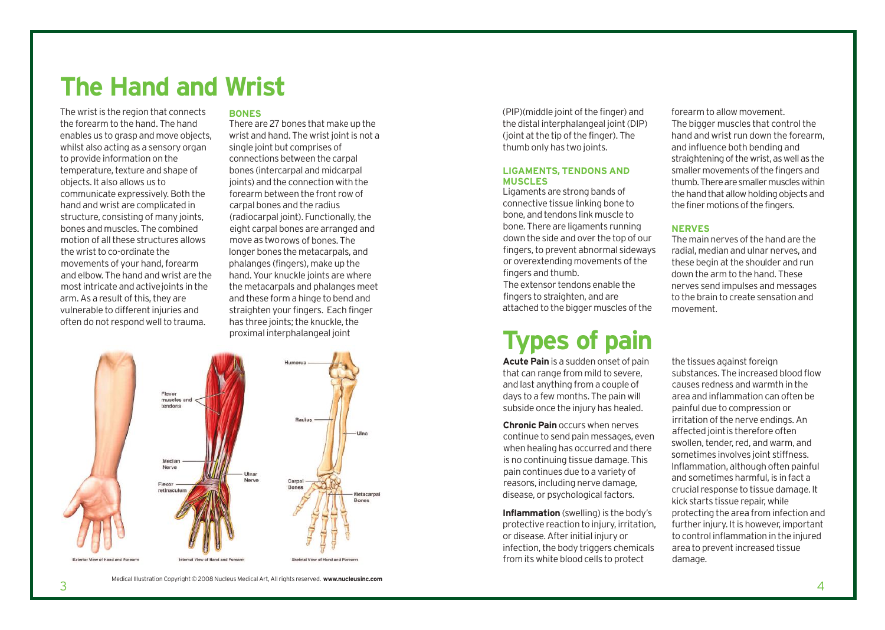# The Hand and Wrist

The wrist is the region that connects the forearm to the hand. The hand enables us to grasp and move objects, whilst also acting as a sensory organ to provide information on the temperature, texture and shape of objects. It also allows us to communicate expressively. Both the hand and wrist are complicated in structure, consisting of many joints, bones and muscles. The combined motion of all these structures allows the wrist to co-ordinate the movements of your hand, forearm and elbow. The hand and wrist are the most intricate and active joints in the arm. As a result of this, they are vulnerable to different injuries and often do not respond well to trauma.

### BONES

There are 27 bones that make up the wrist and hand. The wrist joint is not a single joint but comprises of connections between the carpal bones (intercarpal and midcarpal joints) and the connection with the forearm between the front row of carpal bones and the radius (radiocarpal joint). Functionally, the eight carpal bones are arranged and move as two rows of bones. The longer bones the metacarpals, and phalanges (fingers), make up the hand. Your knuckle joints are where the metacarpals and phalanges meet and these form a hinge to bend and straighten your fingers. Each finger has three joints; the knuckle, the proximal interphalangeal joint (PIP)(middle joint of the finger) and the distal interphalangeal joint (DIP) (joint at the tip of the finger). The thumb only has two joints.

Exterior View of Hand and Forearm

Internal View of Hand and Forearm

Skeletal View of Hand and Forearm

Medical Illustration Copyright © 2008 Nucleus Medical Art, All rights reserved. **www.nucleusinc.com**

### LIGAMENTS, TENDONS AND MUSCLES

Ligaments are strong bands of connective tissue linking bone to bone, and tendons link muscle to bone. There are ligaments running down the side and over the top of our fingers, to prevent abnormal sideways or overextending movements of the fingers and thumb.

The extensor tendons enable the fingers to straighten, and are attached to the bigger muscles of the forearm to allow movement.

The bigger muscles that control the hand and wrist run down the forearm, and influence both bending and straightening of the wrist, as well as the smaller movements of the fingers and thumb. There are smaller muscles within the hand that allow holding objects and the finer motions of the fingers.

### NERVES

The main nerves of the hand are the radial, median and ulnar nerves, and these begin at the shoulder and run down the arm to the hand. These nerves send impulses and messages to the brain to create sensation and movement.

# Types of pain

**Acute Pain** is a sudden onset of pain that can range from mild to severe, and last anything from a couple of days to a few months. The pain will subside once the injury has healed.

**Chronic Pain** occurs when nerves continue to send pain messages, even when healing has occurred and there is no continuing tissue damage. This pain continues due to a variety of reasons, including nerve damage, disease, or psychological factors.

**Inflammation** (swelling) is the body's protective reaction to injury, irritation, or disease. After initial injury or infection, the body triggers chemicals from its white blood cells to protect the tissues against foreign substances. The increased blood flow causes redness and warmth in the area and inflammation can often be painful due to compression or irritation of the nerve endings. An affected joint is therefore often swollen, tender, red, and warm, and sometimes involves joint stiffness. Inflammation, although often painful and sometimes harmful, is in fact a crucial response to tissue damage. It kick starts tissue repair, while protecting the area from infection and further injury. It is however, important to control inflammation in the injured area to prevent increased tissue damage.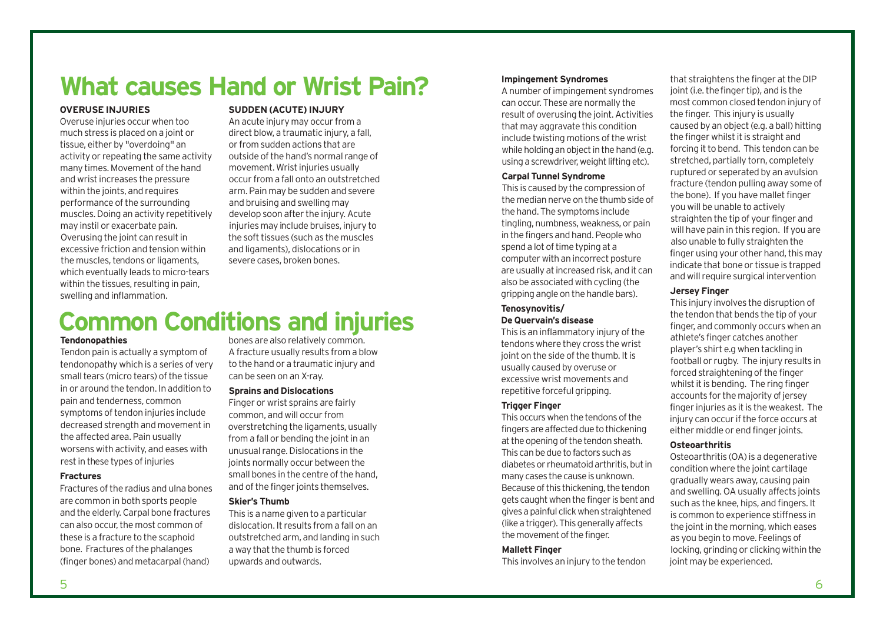# What causes Hand or Wrist Pain?

### OVERUSE INJURIES

Overuse injuries occur when too much stress is placed on a joint or tissue, either by "overdoing" an activity or repeating the same activity many times. Movement of the hand and wrist increases the pressure within the joints, and requires performance of the surrounding muscles. Doing an activity repetitively may instil or exacerbate pain. Overusing the joint can result in excessive friction and tension within the muscles, tendons or ligaments, which eventually leads to micro-tears within the tissues, resulting in pain, swelling and inflammation.

### SUDDEN (ACUTE) INJURY

An acute injury may occur from a direct blow, a traumatic injury, a fall, or from sudden actions that are outside of the hand's normal range of movement. Wrist injuries usually occur from a fall onto an outstretched arm. Pain may be sudden and severe and bruising and swelling may develop soon after the injury. Acute injuries may include bruises, injury to the soft tissues (such as the muscles and ligaments), dislocations or in severe cases, broken bones.

# Common Conditions and injuries

### Tendonopathies

Tendon pain is actually a symptom of tendonopathy which is a series of very small tears (micro tears) of the tissue in or around the tendon. In addition to pain and tenderness, common symptoms of tendon injuries include decreased strength and movement in the affected area. Pain usually worsens with activity, and eases with rest in these types of injuries

### Fractures

Fractures of the radius and ulna bones are common in both sports people and the elderly. Carpal bone fractures can also occur, the most common of these is a fracture to the scaphoid bone. Fractures of the phalanges (finger bones) and metacarpal (hand) bones are also relatively common. A fracture usually results from a blow to the hand or a traumatic injury and can be seen on an X-ray.

### Sprains and Dislocations

Finger or wrist sprains are fairly common, and will occur from overstretching the ligaments, usually from a fall or bending the joint in an unusual range. Dislocations in the joints normally occur between the small bones in the centre of the hand, and of the finger joints themselves.

### Skier's Thumb

This is a name given to a particular dislocation. It results from a fall on an outstretched arm, and landing in such a way that the thumb is forced upwards and outwards.

### Impingement Syndromes

A number of impingement syndromes can occur. These are normally the result of overusing the joint. Activities that may aggravate this condition include twisting motions of the wrist while holding an object in the hand (e.g. using a screwdriver, weight lifting etc).

### Carpal Tunnel Syndrome

This is caused by the compression of the median nerve on the thumb side of the hand. The symptoms include tingling, numbness, weakness, or pain in the fingers and hand. People who spend a lot of time typing at a computer with an incorrect posture are usually at increased risk, and it can also be associated with cycling (the gripping angle on the handle bars).

### Tenosynovitis/ De Quervain's disease

This is an inflammatory injury of the tendons where they cross the wrist joint on the side of the thumb. It is usually caused by overuse or excessive wrist movements and repetitive forceful gripping.

### Trigger Finger

This occurs when the tendons of the fingers are affected due to thickening at the opening of the tendon sheath. This can be due to factors such as diabetes or rheumatoid arthritis, but in many cases the cause is unknown. Because of this thickening, the tendon gets caught when the finger is bent and gives a painful click when straightened (like a trigger). This generally affects the movement of the finger.

### Mallett Finger

This involves an injury to the tendon that straightens the finger at the DIP joint (i.e. the finger tip), and is the most common closed tendon injury of the finger. This injury is usually caused by an object (e.g. a ball) hitting the finger whilst it is straight and forcing it to bend. This tendon can be stretched, partially torn, completely ruptured or seperated by an avulsion fracture (tendon pulling away some of the bone). If you have mallet finger you will be unable to actively straighten the tip of your finger and will have pain in this region. If you are also unable to fully straighten the finger using your other hand, this may indicate that bone or tissue is trapped and will require surgical intervention

### Jersey Finger

This injury involves the disruption of the tendon that bends the tip of your finger, and commonly occurs when an athlete's finger catches another player's shirt e.g when tackling in football or rugby. The injury results in forced straightening of the finger whilst it is bending. The ring finger accounts for the majority of jersey finger injuries as it is the weakest. The injury can occur if the force occurs at either middle or end finger joints.

### Osteoarthritis

Osteoarthritis (OA) is a degenerative condition where the joint cartilage gradually wears away, causing pain and swelling. OA usually affects joints such as the knee, hips, and fingers. It is common to experience stiffness in the joint in the morning, which eases as you begin to move. Feelings of locking, grinding or clicking within the joint may be experienced.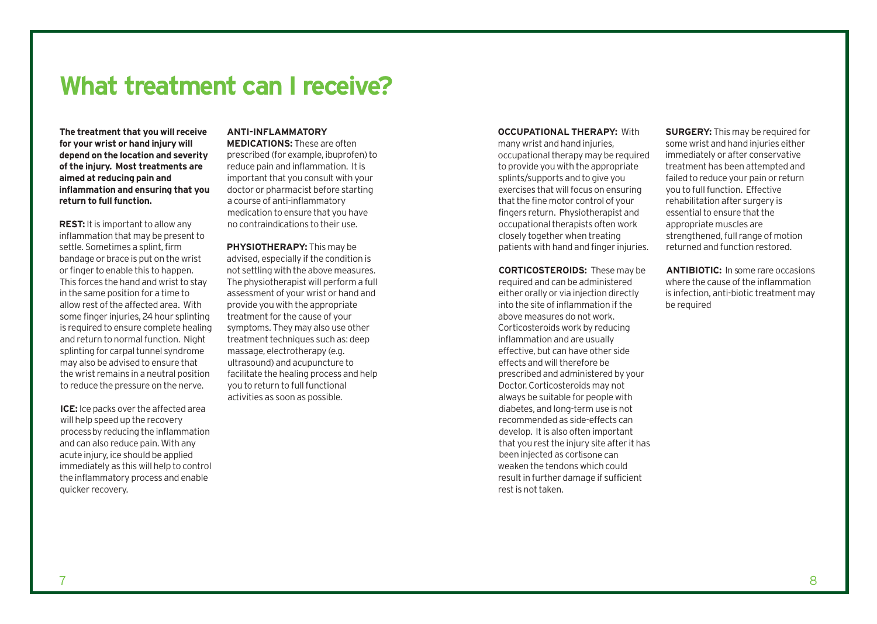# What treatment can I receive?

**The treatment that you will receive for your wrist or hand injury will depend on the location and severity of the injury. Most treatments are aimed at reducing pain and inflammation and ensuring that you return to full function.**

**REST:** It is important to allow any inflammation that may be present to settle. Sometimes a splint, firm bandage or brace is put on the wrist or finger to enable this to happen. This forces the hand and wrist to stay in the same position for a time to allow rest of the affected area. With some finger injuries, 24 hour splinting is required to ensure complete healing and return to normal function. Night splinting for carpal tunnel syndrome may also be advised to ensure that the wrist remains in a neutral position to reduce the pressure on the nerve.

**ICE:** Ice packs over the affected area will help speed up the recovery process by reducing the inflammation and can also reduce pain. With any acute injury, ice should be applied immediately as this will help to control the inflammatory process and enable quicker recovery.

**ANTI-INFLAMMATORY MEDICATIONS:** These are often prescribed (for example, ibuprofen) to reduce pain and inflammation. It is important that you consult with your doctor or pharmacist before starting a course of anti-inflammatory medication to ensure that you have no contraindications to their use.

**PHYSIOTHERAPY:** This may be advised, especially if the condition is not settling with the above measures. The physiotherapist will perform a full assessment of your wrist or hand and provide you with the appropriate treatment for the cause of your symptoms. They may also use other treatment techniques such as: deep massage, electrotherapy (e.g. ultrasound) and acupuncture to facilitate the healing process and help you to return to full functional activities as soon as possible.

**OCCUPATIONAL THERAPY:** With many wrist and hand injuries, occupational therapy may be required to provide you with the appropriate splints/supports and to give you exercises that will focus on ensuring that the fine motor control of your fingers return. Physiotherapist and occupational therapists often work closely together when treating patients with hand and finger injuries.

**CORTICOSTEROIDS:** These may be required and can be administered either orally or via injection directly into the site of inflammation if the above measures do not work. Corticosteroids work by reducing inflammation and are usually effective, but can have other side effects and will therefore be prescribed and administered by your Doctor. Corticosteroids may not always be suitable for people with diabetes, and long-term use is not recommended as side-effects can develop. It is also often important that you rest the injury site after it has been injected as cortisone can weaken the tendons which could result in further damage if sufficient rest is not taken.

**SURGERY:** This may be required for some wrist and hand injuries either immediately or after conservative treatment has been attempted and failed to reduce your pain or return you to full function. Effective rehabilitation after surgery is essential to ensure that the appropriate muscles are strengthened, full range of motion returned and function restored.

**ANTIBIOTIC:** In some rare occasions where the cause of the inflammation is infection, anti-biotic treatment may be required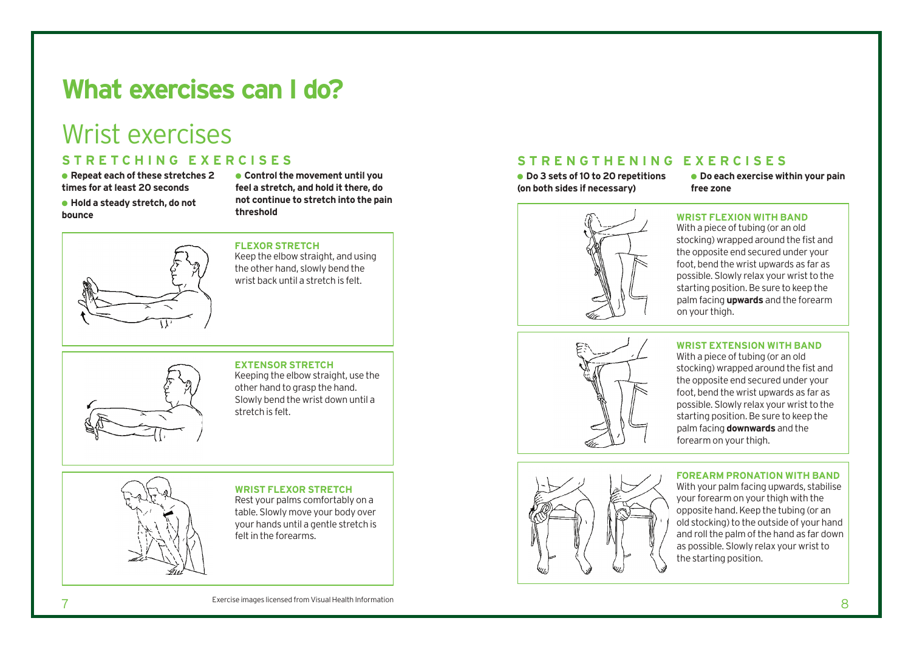# What exercises can I do?

## Wrist exercises

### STRETCHING EXERCISES

- **Repeat each of these stretches 2 times for at least 20 seconds**
- **Hold a steady stretch, do not bounce**
- **Control the movement until you feel a stretch, and hold it there, do not continue to stretch into the pain threshold**

#### FLEXOR STRETCH

Keep the elbow straight, and using the other hand, slowly bend the wrist back until a stretch is felt.

#### EXTENSOR STRETCH

Keeping the elbow straight, use the other hand to grasp the hand. Slowly bend the wrist down until a stretch is felt.

#### WRIST FLEXOR STRETCH

Rest your palms comfortably on a table. Slowly move your body over your hands until a gentle stretch is felt in the forearms.

Exercise images licensed from Visual Health Information

### STRENGTHENING EXERCISES

- **Do 3 sets of 10 to 20 repetitions (on both sides if necessary)**
- **Do each exercise within your pain free zone**

#### WRIST FLEXION WITH BAND

With a piece of tubing (or an old stocking) wrapped around the fist and the opposite end secured under your foot, bend the wrist upwards as far as possible. Slowly relax your wrist to the starting position. Be sure to keep the palm facing **upwards** and the forearm on your thigh.

#### WRIST EXTENSION WITH BAND

With a piece of tubing (or an old stocking) wrapped around the fist and the opposite end secured under your foot, bend the wrist upwards as far as possible. Slowly relax your wrist to the starting position. Be sure to keep the palm facing **downwards** and the forearm on your thigh.

#### FOREARM PRONATION WITH BAND

With your palm facing upwards, stabilise your forearm on your thigh with the opposite hand. Keep the tubing (or an old stocking) to the outside of your hand and roll the palm of the hand as far down as possible. Slowly relax your wrist to the starting position.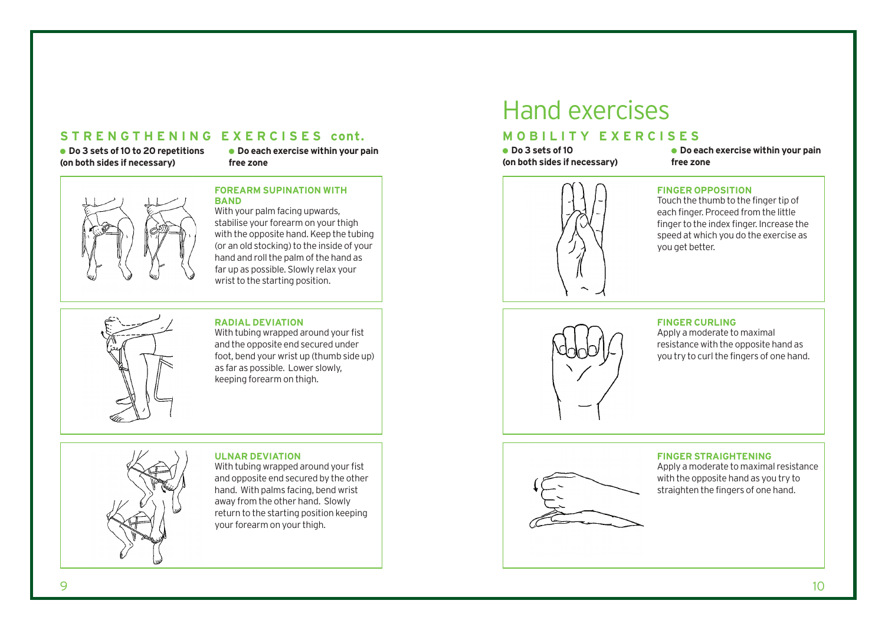## STRENGTHENING EXERCISES cont.

- **Do 3 sets of 10 to 20 repetitions (on both sides if necessary)**
- **Do each exercise within your pain free zone**

### FOREARM SUPINATION WITH BAND

With your palm facing upwards, stabilise your forearm on your thigh with the opposite hand. Keep the tubing (or an old stocking) to the inside of your hand and roll the palm of the hand as far up as possible. Slowly relax your wrist to the starting position.

### RADIAL DEVIATION

With tubing wrapped around your fist and the opposite end secured under foot, bend your wrist up (thumb side up) as far as possible. Lower slowly, keeping forearm on thigh.

### ULNAR DEVIATION

With tubing wrapped around your fist and opposite end secured by the other hand. With palms facing, bend wrist away from the other hand. Slowly return to the starting position keeping your forearm on your thigh.

# Hand exercises

## MOBILITY EXERCISES

- **Do 3 sets of 10 (on both sides if necessary)**
- **Do each exercise within your pain free zone**

### FINGER OPPOSITION

Touch the thumb to the finger tip of each finger. Proceed from the little finger to the index finger. Increase the speed at which you do the exercise as you get better.

### FINGER CURLING

Apply a moderate to maximal resistance with the opposite hand as you try to curl the fingers of one hand.

### FINGER STRAIGHTENING

Apply a moderate to maximal resistance with the opposite hand as you try to straighten the fingers of one hand.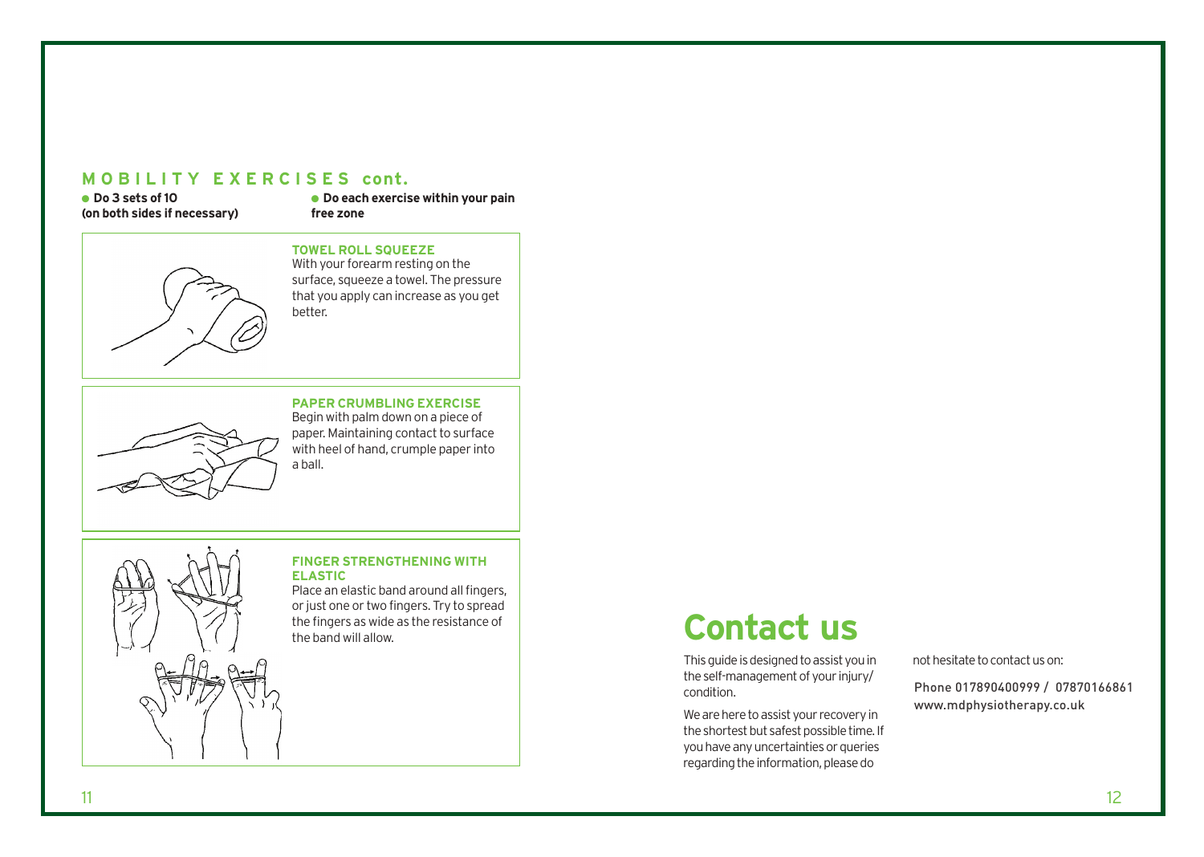## MOBILITY EXERCISES cont.

- **Do 3 sets of 10 (on both sides if necessary)**
- **Do each exercise within your pain free zone**

### TOWEL ROLL SQUEEZE

With your forearm resting on the surface, squeeze a towel. The pressure that you apply can increase as you get better.

### PAPER CRUMBLING EXERCISE

Begin with palm down on a piece of paper. Maintaining contact to surface with heel of hand, crumple paper into a ball.

### FINGER STRENGTHENING WITH ELASTIC

Place an elastic band around all fingers, or just one or two fingers. Try to spread the fingers as wide as the resistance of the band will allow.

# Contact us

This guide is designed to assist you in the self-management of your injury/ condition.

We are here to assist your recovery in the shortest but safest possible time. If you have any uncertainties or queries regarding the information, please do not hesitate to contact us on:

Phone 017890400999 / 07870166861
www.mdphysiotherapy.co.uk